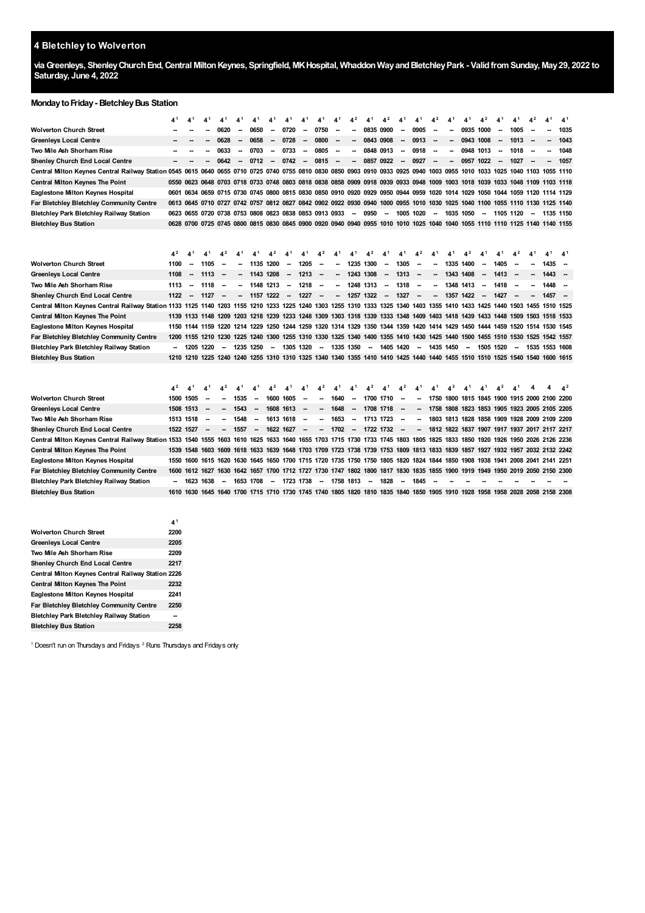# 4 Bletchley to Wolverton

**via Greenleys, Shenley Church End, Central Milton Keynes, Springfield, MK Hospital, Whaddon Way and Bletchley Park - Valid from Sunday, May 29, 2022 to Saturday, June 4, 2022**

## Monday to Friday - Bletchley Bus Station

| | 4[1] | 4[1] | 4[1] | 4[1] | 4[1] | 4[1] | 4[1] | 4[1] | 4[1] | 4[1] | 4[1] | 4[2] | 4[1] | 4[2] | 4[1] | 4[1] | 4[2] | 4[1] | 4[1] | 4[2] | 4[1] | 4[1] | 4[2] | 4[1] | 4[1] |
|---|---|---|---|---|---|---|---|---|---|---|---|---|---|---|---|---|---|---|---|---|---|---|---|---|---|
| **Wolverton Church Street** | -- | -- | -- | 0620 | -- | 0650 | -- | 0720 | -- | 0750 | -- | -- | 0835 | 0900 | -- | 0905 | -- | -- | 0935 | 1000 | -- | 1005 | -- | -- | 1035 |
| **Greenleys Local Centre** | -- | -- | -- | 0628 | -- | 0658 | -- | 0728 | -- | 0800 | -- | -- | 0843 | 0908 | -- | 0913 | -- | -- | 0943 | 1008 | -- | 1013 | -- | -- | 1043 |
| **Two Mile Ash Shorham Rise** | -- | -- | -- | 0633 | -- | 0703 | -- | 0733 | -- | 0805 | -- | -- | 0848 | 0913 | -- | 0918 | -- | -- | 0948 | 1013 | -- | 1018 | -- | -- | 1048 |
| **Shenley Church End Local Centre** | -- | -- | -- | 0642 | -- | 0712 | -- | 0742 | -- | 0815 | -- | -- | 0857 | 0922 | -- | 0927 | -- | -- | 0957 | 1022 | -- | 1027 | -- | -- | 1057 |
| **Central Milton Keynes Central Railway Station** | 0545 | 0615 | 0640 | 0655 | 0710 | 0725 | 0740 | 0755 | 0810 | 0830 | 0850 | 0903 | 0910 | 0933 | 0925 | 0940 | 1003 | 0955 | 1010 | 1033 | 1025 | 1040 | 1103 | 1055 | 1110 |
| **Central Milton Keynes The Point** | 0550 | 0623 | 0648 | 0703 | 0718 | 0733 | 0748 | 0803 | 0818 | 0838 | 0858 | 0909 | 0918 | 0939 | 0933 | 0948 | 1009 | 1003 | 1018 | 1039 | 1033 | 1048 | 1109 | 1103 | 1118 |
| **Eaglestone Milton Keynes Hospital** | 0601 | 0634 | 0659 | 0715 | 0730 | 0745 | 0800 | 0815 | 0830 | 0850 | 0910 | 0920 | 0929 | 0950 | 0944 | 0959 | 1020 | 1014 | 1029 | 1050 | 1044 | 1059 | 1120 | 1114 | 1129 |
| **Far Bletchley Bletchley Community Centre** | 0613 | 0645 | 0710 | 0727 | 0742 | 0757 | 0812 | 0827 | 0842 | 0902 | 0922 | 0930 | 0940 | 1000 | 0955 | 1010 | 1030 | 1025 | 1040 | 1100 | 1055 | 1110 | 1130 | 1125 | 1140 |
| **Bletchley Park Bletchley Railway Station** | 0623 | 0655 | 0720 | 0738 | 0753 | 0808 | 0823 | 0838 | 0853 | 0913 | 0933 | -- | 0950 | -- | 1005 | 1020 | -- | 1035 | 1050 | -- | 1105 | 1120 | -- | 1135 | 1150 |
| **Bletchley Bus Station** | 0628 | 0700 | 0725 | 0745 | 0800 | 0815 | 0830 | 0845 | 0900 | 0920 | 0940 | 0940 | 0955 | 1010 | 1010 | 1025 | 1040 | 1040 | 1055 | 1110 | 1110 | 1125 | 1140 | 1140 | 1155 |

| | 4[2] | 4[1] | 4[1] | 4[2] | 4[1] | 4[1] | 4[2] | 4[1] | 4[1] | 4[2] | 4[1] | 4[1] | 4[2] | 4[1] | 4[1] | 4[2] | 4[1] | 4[1] | 4[2] | 4[1] | 4[1] | 4[2] | 4[1] | 4[1] | 4[1] |
|---|---|---|---|---|---|---|---|---|---|---|---|---|---|---|---|---|---|---|---|---|---|---|---|---|---|
| **Wolverton Church Street** | 1100 | -- | 1105 | -- | -- | 1135 | 1200 | -- | 1205 | -- | -- | 1235 | 1300 | -- | 1305 | -- | -- | 1335 | 1400 | -- | 1405 | -- | -- | 1435 | -- |
| **Greenleys Local Centre** | 1108 | -- | 1113 | -- | -- | 1143 | 1208 | -- | 1213 | -- | -- | 1243 | 1308 | -- | 1313 | -- | -- | 1343 | 1408 | -- | 1413 | -- | -- | 1443 | -- |
| **Two Mile Ash Shorham Rise** | 1113 | -- | 1118 | -- | -- | 1148 | 1213 | -- | 1218 | -- | -- | 1248 | 1313 | -- | 1318 | -- | -- | 1348 | 1413 | -- | 1418 | -- | -- | 1448 | -- |
| **Shenley Church End Local Centre** | 1122 | -- | 1127 | -- | -- | 1157 | 1222 | -- | 1227 | -- | -- | 1257 | 1322 | -- | 1327 | -- | -- | 1357 | 1422 | -- | 1427 | -- | -- | 1457 | -- |
| **Central Milton Keynes Central Railway Station** | 1133 | 1125 | 1140 | 1203 | 1155 | 1210 | 1233 | 1225 | 1240 | 1303 | 1255 | 1310 | 1333 | 1325 | 1340 | 1403 | 1355 | 1410 | 1433 | 1425 | 1440 | 1503 | 1455 | 1510 | 1525 |
| **Central Milton Keynes The Point** | 1139 | 1133 | 1148 | 1209 | 1203 | 1218 | 1239 | 1233 | 1248 | 1309 | 1303 | 1318 | 1339 | 1333 | 1348 | 1409 | 1403 | 1418 | 1439 | 1433 | 1448 | 1509 | 1503 | 1518 | 1533 |
| **Eaglestone Milton Keynes Hospital** | 1150 | 1144 | 1159 | 1220 | 1214 | 1229 | 1250 | 1244 | 1259 | 1320 | 1314 | 1329 | 1350 | 1344 | 1359 | 1420 | 1414 | 1429 | 1450 | 1444 | 1459 | 1520 | 1514 | 1530 | 1545 |
| **Far Bletchley Bletchley Community Centre** | 1200 | 1155 | 1210 | 1230 | 1225 | 1240 | 1300 | 1255 | 1310 | 1330 | 1325 | 1340 | 1400 | 1355 | 1410 | 1430 | 1425 | 1440 | 1500 | 1455 | 1510 | 1530 | 1525 | 1542 | 1557 |
| **Bletchley Park Bletchley Railway Station** | -- | 1205 | 1220 | -- | 1235 | 1250 | -- | 1305 | 1320 | -- | 1335 | 1350 | -- | 1405 | 1420 | -- | 1435 | 1450 | -- | 1505 | 1520 | -- | 1535 | 1553 | 1608 |
| **Bletchley Bus Station** | 1210 | 1210 | 1225 | 1240 | 1240 | 1255 | 1310 | 1310 | 1325 | 1340 | 1340 | 1355 | 1410 | 1410 | 1425 | 1440 | 1440 | 1455 | 1510 | 1510 | 1525 | 1540 | 1540 | 1600 | 1615 |

| | 4[2] | 4[1] | 4[1] | 4[2] | 4[1] | 4[1] | 4[2] | 4[1] | 4[1] | 4[2] | 4[1] | 4[1] | 4[2] | 4[1] | 4[2] | 4[1] | 4[1] | 4[2] | 4[1] | 4[1] | 4[2] | 4[1] | 4 | 4 | 4[2] |
|---|---|---|---|---|---|---|---|---|---|---|---|---|---|---|---|---|---|---|---|---|---|---|---|---|---|
| **Wolverton Church Street** | 1500 | 1505 | -- | -- | 1535 | -- | 1600 | 1605 | -- | -- | 1640 | -- | 1700 | 1710 | -- | -- | 1750 | 1800 | 1815 | 1845 | 1900 | 1915 | 2000 | 2100 | 2200 |
| **Greenleys Local Centre** | 1508 | 1513 | -- | -- | 1543 | -- | 1608 | 1613 | -- | -- | 1648 | -- | 1708 | 1718 | -- | -- | 1758 | 1808 | 1823 | 1853 | 1905 | 1923 | 2005 | 2105 | 2205 |
| **Two Mile Ash Shorham Rise** | 1513 | 1518 | -- | -- | 1548 | -- | 1613 | 1618 | -- | -- | 1653 | -- | 1713 | 1723 | -- | -- | 1803 | 1813 | 1828 | 1858 | 1909 | 1928 | 2009 | 2109 | 2209 |
| **Shenley Church End Local Centre** | 1522 | 1527 | -- | -- | 1557 | -- | 1622 | 1627 | -- | -- | 1702 | -- | 1722 | 1732 | -- | -- | 1812 | 1822 | 1837 | 1907 | 1917 | 1937 | 2017 | 2117 | 2217 |
| **Central Milton Keynes Central Railway Station** | 1533 | 1540 | 1555 | 1603 | 1610 | 1625 | 1633 | 1640 | 1655 | 1703 | 1715 | 1730 | 1733 | 1745 | 1803 | 1805 | 1825 | 1833 | 1850 | 1920 | 1926 | 1950 | 2026 | 2126 | 2236 |
| **Central Milton Keynes The Point** | 1539 | 1548 | 1603 | 1609 | 1618 | 1633 | 1639 | 1648 | 1703 | 1709 | 1723 | 1738 | 1739 | 1753 | 1809 | 1813 | 1833 | 1839 | 1857 | 1927 | 1932 | 1957 | 2032 | 2132 | 2242 |
| **Eaglestone Milton Keynes Hospital** | 1550 | 1600 | 1615 | 1620 | 1630 | 1645 | 1650 | 1700 | 1715 | 1720 | 1735 | 1750 | 1750 | 1805 | 1820 | 1824 | 1844 | 1850 | 1908 | 1938 | 1941 | 2008 | 2041 | 2141 | 2251 |
| **Far Bletchley Bletchley Community Centre** | 1600 | 1612 | 1627 | 1630 | 1642 | 1657 | 1700 | 1712 | 1727 | 1730 | 1747 | 1802 | 1800 | 1817 | 1830 | 1835 | 1855 | 1900 | 1919 | 1949 | 1950 | 2019 | 2050 | 2150 | 2300 |
| **Bletchley Park Bletchley Railway Station** | -- | 1623 | 1638 | -- | 1653 | 1708 | -- | 1723 | 1738 | -- | 1758 | 1813 | -- | 1828 | -- | 1845 | -- | -- | -- | -- | -- | -- | -- | -- | -- |
| **Bletchley Bus Station** | 1610 | 1630 | 1645 | 1640 | 1700 | 1715 | 1710 | 1730 | 1745 | 1740 | 1805 | 1820 | 1810 | 1835 | 1840 | 1850 | 1905 | 1910 | 1928 | 1958 | 1958 | 2028 | 2058 | 2158 | 2308 |

| | 4[1] |
|---|---|
| **Wolverton Church Street** | 2200 |
| **Greenleys Local Centre** | 2205 |
| **Two Mile Ash Shorham Rise** | 2209 |
| **Shenley Church End Local Centre** | 2217 |
| **Central Milton Keynes Central Railway Station** | 2226 |
| **Central Milton Keynes The Point** | 2232 |
| **Eaglestone Milton Keynes Hospital** | 2241 |
| **Far Bletchley Bletchley Community Centre** | 2250 |
| **Bletchley Park Bletchley Railway Station** | -- |
| **Bletchley Bus Station** | 2258 |

[1] Doesn't run on Thursdays and Fridays [2] Runs Thursdays and Fridays only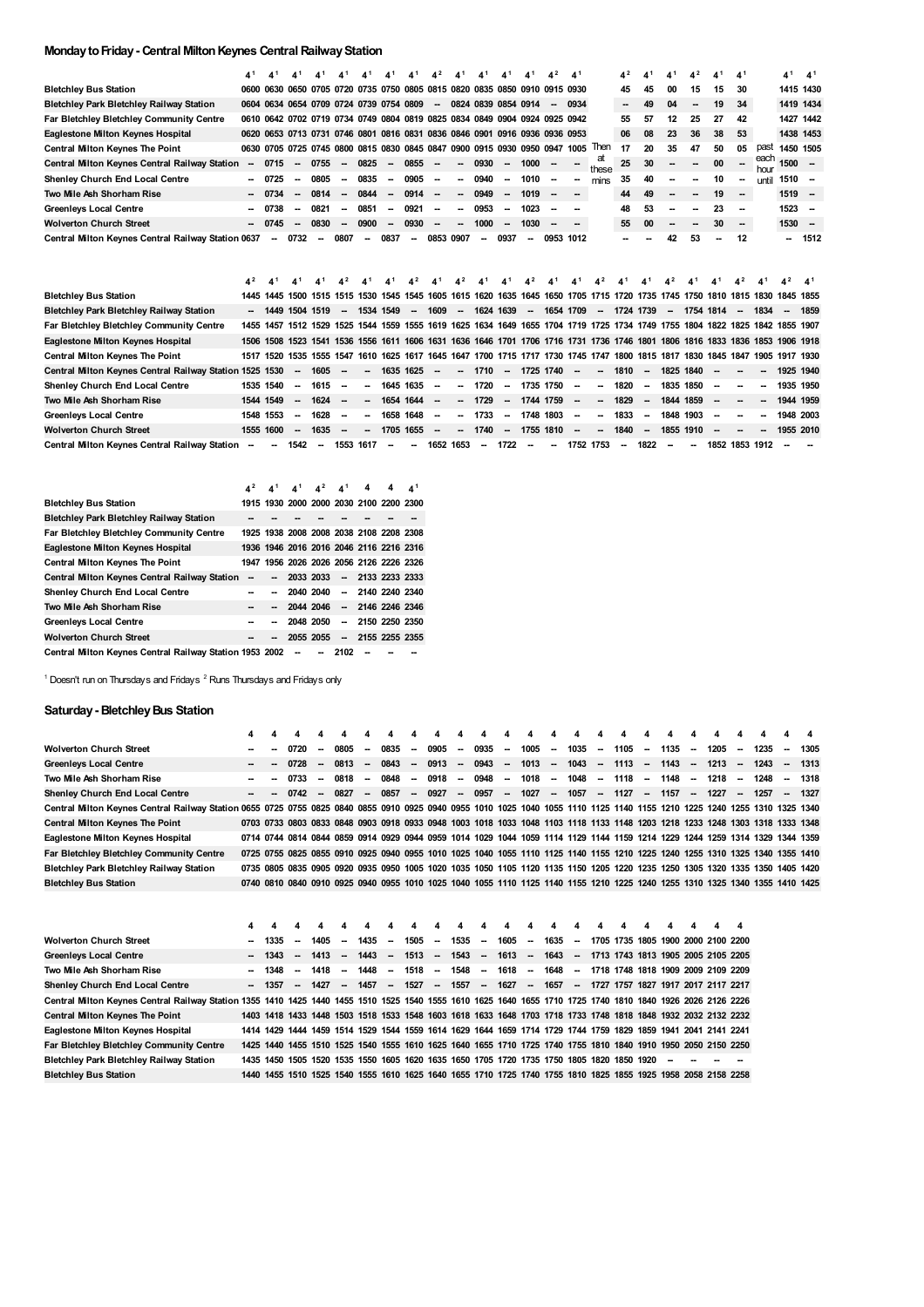## Monday to Friday - Central Milton Keynes Central Railway Station

| | 4[1] | 4[1] | 4[1] | 4[1] | 4[1] | 4[1] | 4[1] | 4[1] | 4[2] | 4[1] | 4[1] | 4[1] | 4[1] | 4[2] | 4[1] | | 4[2] | 4[1] | 4[1] | 4[2] | 4[1] | 4[1] | | 4[1] | 4[1] |
|---|---|---|---|---|---|---|---|---|---|---|---|---|---|---|---|---|---|---|---|---|---|---|---|---|---|
| Bletchley Bus Station | 0600 | 0630 | 0650 | 0705 | 0720 | 0735 | 0750 | 0805 | 0815 | 0820 | 0835 | 0850 | 0910 | 0915 | 0930 | | 45 | 45 | 00 | 15 | 15 | 30 | | 1415 | 1430 |
| Bletchley Park Bletchley Railway Station | 0604 | 0634 | 0654 | 0709 | 0724 | 0739 | 0754 | 0809 | -- | 0824 | 0839 | 0854 | 0914 | -- | 0934 | | -- | 49 | 04 | -- | 19 | 34 | | 1419 | 1434 |
| Far Bletchley Bletchley Community Centre | 0610 | 0642 | 0702 | 0719 | 0734 | 0749 | 0804 | 0819 | 0825 | 0834 | 0849 | 0904 | 0924 | 0925 | 0942 | | 55 | 57 | 12 | 25 | 27 | 42 | | 1427 | 1442 |
| Eaglestone Milton Keynes Hospital | 0620 | 0653 | 0713 | 0731 | 0746 | 0801 | 0816 | 0831 | 0836 | 0846 | 0901 | 0916 | 0936 | 0936 | 0953 | | 06 | 08 | 23 | 36 | 38 | 53 | | 1438 | 1453 |
| Central Milton Keynes The Point | 0630 | 0705 | 0725 | 0745 | 0800 | 0815 | 0830 | 0845 | 0847 | 0900 | 0915 | 0930 | 0950 | 0947 | 1005 | Then at these mins | 17 | 20 | 35 | 47 | 50 | 05 | past each hour until | 1450 | 1505 |
| Central Milton Keynes Central Railway Station | -- | 0715 | -- | 0755 | -- | 0825 | -- | 0855 | -- | -- | 0930 | -- | 1000 | -- | -- | | 25 | 30 | -- | -- | 00 | -- | | 1500 | -- |
| Shenley Church End Local Centre | -- | 0725 | -- | 0805 | -- | 0835 | -- | 0905 | -- | -- | 0940 | -- | 1010 | -- | -- | | 35 | 40 | -- | -- | 10 | -- | | 1510 | -- |
| Two Mile Ash Shorham Rise | -- | 0734 | -- | 0814 | -- | 0844 | -- | 0914 | -- | -- | 0949 | -- | 1019 | -- | -- | | 44 | 49 | -- | -- | 19 | -- | | 1519 | -- |
| Greenleys Local Centre | -- | 0738 | -- | 0821 | -- | 0851 | -- | 0921 | -- | -- | 0953 | -- | 1023 | -- | -- | | 48 | 53 | -- | -- | 23 | -- | | 1523 | -- |
| Wolverton Church Street | -- | 0745 | -- | 0830 | -- | 0900 | -- | 0930 | -- | -- | 1000 | -- | 1030 | -- | -- | | 55 | 00 | -- | -- | 30 | -- | | 1530 | -- |
| Central Milton Keynes Central Railway Station | 0637 | -- | 0732 | -- | 0807 | -- | 0837 | -- | 0853 | 0907 | -- | 0937 | -- | 0953 | 1012 | | -- | -- | 42 | 53 | -- | 12 | | -- | 1512 |

| | 4[2] | 4[1] | 4[1] | 4[1] | 4[2] | 4[1] | 4[1] | 4[2] | 4[1] | 4[2] | 4[1] | 4[1] | 4[2] | 4[1] | 4[1] | 4[2] | 4[1] | 4[1] | 4[2] | 4[1] | 4[1] | 4[2] | 4[1] | 4[2] | 4[1] |
|---|---|---|---|---|---|---|---|---|---|---|---|---|---|---|---|---|---|---|---|---|---|---|---|---|---|
| Bletchley Bus Station | 1445 | 1445 | 1500 | 1515 | 1515 | 1530 | 1545 | 1545 | 1605 | 1615 | 1620 | 1635 | 1645 | 1650 | 1705 | 1715 | 1720 | 1735 | 1745 | 1750 | 1810 | 1815 | 1830 | 1845 | 1855 |
| Bletchley Park Bletchley Railway Station | -- | 1449 | 1504 | 1519 | -- | 1534 | 1549 | -- | 1609 | -- | 1624 | 1639 | -- | 1654 | 1709 | -- | 1724 | 1739 | -- | 1754 | 1814 | -- | 1834 | -- | 1859 |
| Far Bletchley Bletchley Community Centre | 1455 | 1457 | 1512 | 1529 | 1525 | 1544 | 1559 | 1555 | 1619 | 1625 | 1634 | 1649 | 1655 | 1704 | 1719 | 1725 | 1734 | 1749 | 1755 | 1804 | 1822 | 1825 | 1842 | 1855 | 1907 |
| Eaglestone Milton Keynes Hospital | 1506 | 1508 | 1523 | 1541 | 1536 | 1556 | 1611 | 1606 | 1631 | 1636 | 1646 | 1701 | 1706 | 1716 | 1731 | 1736 | 1746 | 1801 | 1806 | 1816 | 1833 | 1836 | 1853 | 1906 | 1918 |
| Central Milton Keynes The Point | 1517 | 1520 | 1535 | 1555 | 1547 | 1610 | 1625 | 1617 | 1645 | 1647 | 1700 | 1715 | 1717 | 1730 | 1745 | 1747 | 1800 | 1815 | 1817 | 1830 | 1845 | 1847 | 1905 | 1917 | 1930 |
| Central Milton Keynes Central Railway Station | 1525 | 1530 | -- | 1605 | -- | -- | 1635 | 1625 | -- | -- | 1710 | -- | 1725 | 1740 | -- | -- | 1810 | -- | 1825 | 1840 | -- | -- | -- | 1925 | 1940 |
| Shenley Church End Local Centre | 1535 | 1540 | -- | 1615 | -- | -- | 1645 | 1635 | -- | -- | 1720 | -- | 1735 | 1750 | -- | -- | 1820 | -- | 1835 | 1850 | -- | -- | -- | 1935 | 1950 |
| Two Mile Ash Shorham Rise | 1544 | 1549 | -- | 1624 | -- | -- | 1654 | 1644 | -- | -- | 1729 | -- | 1744 | 1759 | -- | -- | 1829 | -- | 1844 | 1859 | -- | -- | -- | 1944 | 1959 |
| Greenleys Local Centre | 1548 | 1553 | -- | 1628 | -- | -- | 1658 | 1648 | -- | -- | 1733 | -- | 1748 | 1803 | -- | -- | 1833 | -- | 1848 | 1903 | -- | -- | -- | 1948 | 2003 |
| Wolverton Church Street | 1555 | 1600 | -- | 1635 | -- | -- | 1705 | 1655 | -- | -- | 1740 | -- | 1755 | 1810 | -- | -- | 1840 | -- | 1855 | 1910 | -- | -- | -- | 1955 | 2010 |
| Central Milton Keynes Central Railway Station | -- | -- | 1542 | -- | 1553 | 1617 | -- | -- | 1652 | 1653 | -- | 1722 | -- | -- | 1752 | 1753 | -- | 1822 | -- | -- | 1852 | 1853 | 1912 | -- | -- |

| | 4[2] | 4[1] | 4[1] | 4[2] | 4[1] | 4 | 4 | 4[1] |
|---|---|---|---|---|---|---|---|---|
| Bletchley Bus Station | 1915 | 1930 | 2000 | 2000 | 2030 | 2100 | 2200 | 2300 |
| Bletchley Park Bletchley Railway Station | -- | -- | -- | -- | -- | -- | -- | -- |
| Far Bletchley Bletchley Community Centre | 1925 | 1938 | 2008 | 2008 | 2038 | 2108 | 2208 | 2308 |
| Eaglestone Milton Keynes Hospital | 1936 | 1946 | 2016 | 2016 | 2046 | 2116 | 2216 | 2316 |
| Central Milton Keynes The Point | 1947 | 1956 | 2026 | 2026 | 2056 | 2126 | 2226 | 2326 |
| Central Milton Keynes Central Railway Station | -- | -- | 2033 | 2033 | -- | 2133 | 2233 | 2333 |
| Shenley Church End Local Centre | -- | -- | 2040 | 2040 | -- | 2140 | 2240 | 2340 |
| Two Mile Ash Shorham Rise | -- | -- | 2044 | 2046 | -- | 2146 | 2246 | 2346 |
| Greenleys Local Centre | -- | -- | 2048 | 2050 | -- | 2150 | 2250 | 2350 |
| Wolverton Church Street | -- | -- | 2055 | 2055 | -- | 2155 | 2255 | 2355 |
| Central Milton Keynes Central Railway Station | 1953 | 2002 | -- | -- | 2102 | -- | -- | -- |

[1] Doesn't run on Thursdays and Fridays [2] Runs Thursdays and Fridays only

## Saturday - Bletchley Bus Station

| | 4 | 4 | 4 | 4 | 4 | 4 | 4 | 4 | 4 | 4 | 4 | 4 | 4 | 4 | 4 | 4 | 4 | 4 | 4 | 4 | 4 | 4 | 4 | 4 | 4 |
|---|---|---|---|---|---|---|---|---|---|---|---|---|---|---|---|---|---|---|---|---|---|---|---|---|---|
| Wolverton Church Street | -- | -- | 0720 | -- | 0805 | -- | 0835 | -- | 0905 | -- | 0935 | -- | 1005 | -- | 1035 | -- | 1105 | -- | 1135 | -- | 1205 | -- | 1235 | -- | 1305 |
| Greenleys Local Centre | -- | -- | 0728 | -- | 0813 | -- | 0843 | -- | 0913 | -- | 0943 | -- | 1013 | -- | 1043 | -- | 1113 | -- | 1143 | -- | 1213 | -- | 1243 | -- | 1313 |
| Two Mile Ash Shorham Rise | -- | -- | 0733 | -- | 0818 | -- | 0848 | -- | 0918 | -- | 0948 | -- | 1018 | -- | 1048 | -- | 1118 | -- | 1148 | -- | 1218 | -- | 1248 | -- | 1318 |
| Shenley Church End Local Centre | -- | -- | 0742 | -- | 0827 | -- | 0857 | -- | 0927 | -- | 0957 | -- | 1027 | -- | 1057 | -- | 1127 | -- | 1157 | -- | 1227 | -- | 1257 | -- | 1327 |
| Central Milton Keynes Central Railway Station | 0655 | 0725 | 0755 | 0825 | 0840 | 0855 | 0910 | 0925 | 0940 | 0955 | 1010 | 1025 | 1040 | 1055 | 1110 | 1125 | 1140 | 1155 | 1210 | 1225 | 1240 | 1255 | 1310 | 1325 | 1340 |
| Central Milton Keynes The Point | 0703 | 0733 | 0803 | 0833 | 0848 | 0903 | 0918 | 0933 | 0948 | 1003 | 1018 | 1033 | 1048 | 1103 | 1118 | 1133 | 1148 | 1203 | 1218 | 1233 | 1248 | 1303 | 1318 | 1333 | 1348 |
| Eaglestone Milton Keynes Hospital | 0714 | 0744 | 0814 | 0844 | 0859 | 0914 | 0929 | 0944 | 0959 | 1014 | 1029 | 1044 | 1059 | 1114 | 1129 | 1144 | 1159 | 1214 | 1229 | 1244 | 1259 | 1314 | 1329 | 1344 | 1359 |
| Far Bletchley Bletchley Community Centre | 0725 | 0755 | 0825 | 0855 | 0910 | 0925 | 0940 | 0955 | 1010 | 1025 | 1040 | 1055 | 1110 | 1125 | 1140 | 1155 | 1210 | 1225 | 1240 | 1255 | 1310 | 1325 | 1340 | 1355 | 1410 |
| Bletchley Park Bletchley Railway Station | 0735 | 0805 | 0835 | 0905 | 0920 | 0935 | 0950 | 1005 | 1020 | 1035 | 1050 | 1105 | 1120 | 1135 | 1150 | 1205 | 1220 | 1235 | 1250 | 1305 | 1320 | 1335 | 1350 | 1405 | 1420 |
| Bletchley Bus Station | 0740 | 0810 | 0840 | 0910 | 0925 | 0940 | 0955 | 1010 | 1025 | 1040 | 1055 | 1110 | 1125 | 1140 | 1155 | 1210 | 1225 | 1240 | 1255 | 1310 | 1325 | 1340 | 1355 | 1410 | 1425 |

| | 4 | 4 | 4 | 4 | 4 | 4 | 4 | 4 | 4 | 4 | 4 | 4 | 4 | 4 | 4 | 4 | 4 | 4 | 4 | 4 | 4 | 4 |
|---|---|---|---|---|---|---|---|---|---|---|---|---|---|---|---|---|---|---|---|---|---|---|
| Wolverton Church Street | -- | 1335 | -- | 1405 | -- | 1435 | -- | 1505 | -- | 1535 | -- | 1605 | -- | 1635 | -- | 1705 | 1735 | 1805 | 1900 | 2000 | 2100 | 2200 |
| Greenleys Local Centre | -- | 1343 | -- | 1413 | -- | 1443 | -- | 1513 | -- | 1543 | -- | 1613 | -- | 1643 | -- | 1713 | 1743 | 1813 | 1905 | 2005 | 2105 | 2205 |
| Two Mile Ash Shorham Rise | -- | 1348 | -- | 1418 | -- | 1448 | -- | 1518 | -- | 1548 | -- | 1618 | -- | 1648 | -- | 1718 | 1748 | 1818 | 1909 | 2009 | 2109 | 2209 |
| Shenley Church End Local Centre | -- | 1357 | -- | 1427 | -- | 1457 | -- | 1527 | -- | 1557 | -- | 1627 | -- | 1657 | -- | 1727 | 1757 | 1827 | 1917 | 2017 | 2117 | 2217 |
| Central Milton Keynes Central Railway Station | 1355 | 1410 | 1425 | 1440 | 1455 | 1510 | 1525 | 1540 | 1555 | 1610 | 1625 | 1640 | 1655 | 1710 | 1725 | 1740 | 1810 | 1840 | 1926 | 2026 | 2126 | 2226 |
| Central Milton Keynes The Point | 1403 | 1418 | 1433 | 1448 | 1503 | 1518 | 1533 | 1548 | 1603 | 1618 | 1633 | 1648 | 1703 | 1718 | 1733 | 1748 | 1818 | 1848 | 1932 | 2032 | 2132 | 2232 |
| Eaglestone Milton Keynes Hospital | 1414 | 1429 | 1444 | 1459 | 1514 | 1529 | 1544 | 1559 | 1614 | 1629 | 1644 | 1659 | 1714 | 1729 | 1744 | 1759 | 1829 | 1859 | 1941 | 2041 | 2141 | 2241 |
| Far Bletchley Bletchley Community Centre | 1425 | 1440 | 1455 | 1510 | 1525 | 1540 | 1555 | 1610 | 1625 | 1640 | 1655 | 1710 | 1725 | 1740 | 1755 | 1810 | 1840 | 1910 | 1950 | 2050 | 2150 | 2250 |
| Bletchley Park Bletchley Railway Station | 1435 | 1450 | 1505 | 1520 | 1535 | 1550 | 1605 | 1620 | 1635 | 1650 | 1705 | 1720 | 1735 | 1750 | 1805 | 1820 | 1850 | 1920 | -- | -- | -- | -- |
| Bletchley Bus Station | 1440 | 1455 | 1510 | 1525 | 1540 | 1555 | 1610 | 1625 | 1640 | 1655 | 1710 | 1725 | 1740 | 1755 | 1810 | 1825 | 1855 | 1925 | 1958 | 2058 | 2158 | 2258 |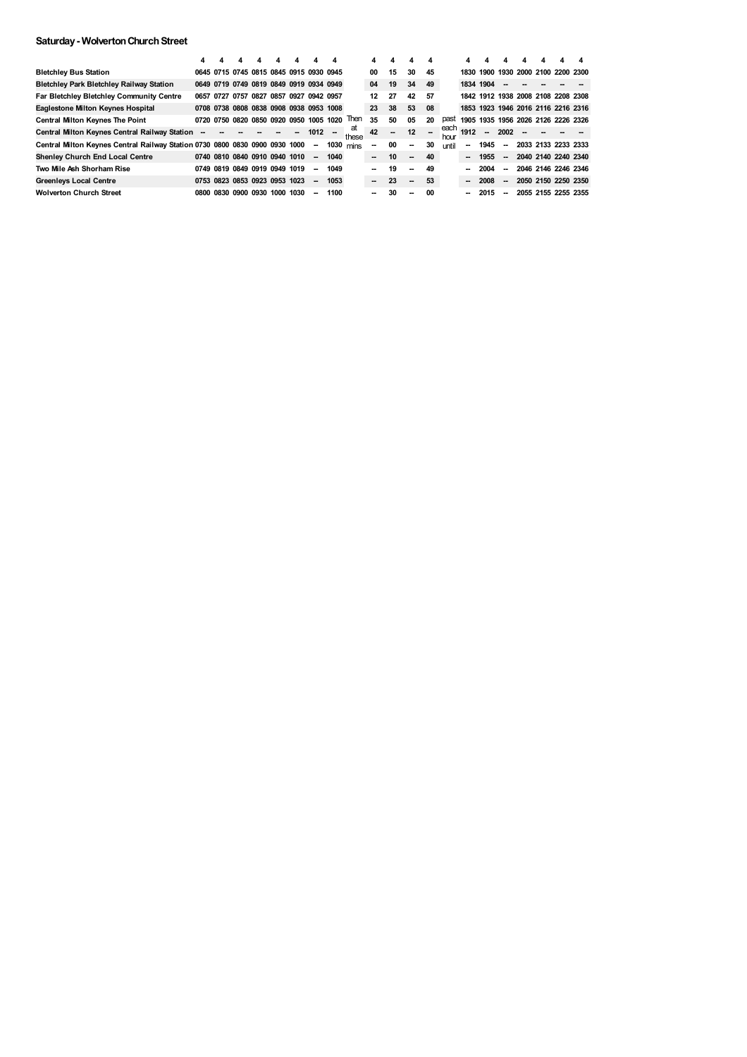## Saturday - Wolverton Church Street

| | 4 | 4 | 4 | 4 | 4 | 4 | 4 | 4 | | 4 | 4 | 4 | 4 | | 4 | 4 | 4 | 4 | 4 | 4 | 4 |
|---|---|---|---|---|---|---|---|---|---|---|---|---|---|---|---|---|---|---|---|---|---|
| **Bletchley Bus Station** | 0645 | 0715 | 0745 | 0815 | 0845 | 0915 | 0930 | 0945 | | 00 | 15 | 30 | 45 | | 1830 | 1900 | 1930 | 2000 | 2100 | 2200 | 2300 |
| **Bletchley Park Bletchley Railway Station** | 0649 | 0719 | 0749 | 0819 | 0849 | 0919 | 0934 | 0949 | | 04 | 19 | 34 | 49 | | 1834 | 1904 | -- | -- | -- | -- | -- |
| **Far Bletchley Bletchley Community Centre** | 0657 | 0727 | 0757 | 0827 | 0857 | 0927 | 0942 | 0957 | | 12 | 27 | 42 | 57 | | 1842 | 1912 | 1938 | 2008 | 2108 | 2208 | 2308 |
| **Eaglestone Milton Keynes Hospital** | 0708 | 0738 | 0808 | 0838 | 0908 | 0938 | 0953 | 1008 | | 23 | 38 | 53 | 08 | | 1853 | 1923 | 1946 | 2016 | 2116 | 2216 | 2316 |
| **Central Milton Keynes The Point** | 0720 | 0750 | 0820 | 0850 | 0920 | 0950 | 1005 | 1020 | Then | 35 | 50 | 05 | 20 | past | 1905 | 1935 | 1956 | 2026 | 2126 | 2226 | 2326 |
| **Central Milton Keynes Central Railway Station** | -- | -- | -- | -- | -- | -- | 1012 | -- | at these | 42 | -- | 12 | -- | each hour | 1912 | -- | 2002 | -- | -- | -- | -- |
| **Central Milton Keynes Central Railway Station** | 0730 | 0800 | 0830 | 0900 | 0930 | 1000 | -- | 1030 | mins | -- | 00 | -- | 30 | until | -- | 1945 | -- | 2033 | 2133 | 2233 | 2333 |
| **Shenley Church End Local Centre** | 0740 | 0810 | 0840 | 0910 | 0940 | 1010 | -- | 1040 | | -- | 10 | -- | 40 | | -- | 1955 | -- | 2040 | 2140 | 2240 | 2340 |
| **Two Mile Ash Shorham Rise** | 0749 | 0819 | 0849 | 0919 | 0949 | 1019 | -- | 1049 | | -- | 19 | -- | 49 | | -- | 2004 | -- | 2046 | 2146 | 2246 | 2346 |
| **Greenleys Local Centre** | 0753 | 0823 | 0853 | 0923 | 0953 | 1023 | -- | 1053 | | -- | 23 | -- | 53 | | -- | 2008 | -- | 2050 | 2150 | 2250 | 2350 |
| **Wolverton Church Street** | 0800 | 0830 | 0900 | 0930 | 1000 | 1030 | -- | 1100 | | -- | 30 | -- | 00 | | -- | 2015 | -- | 2055 | 2155 | 2255 | 2355 |